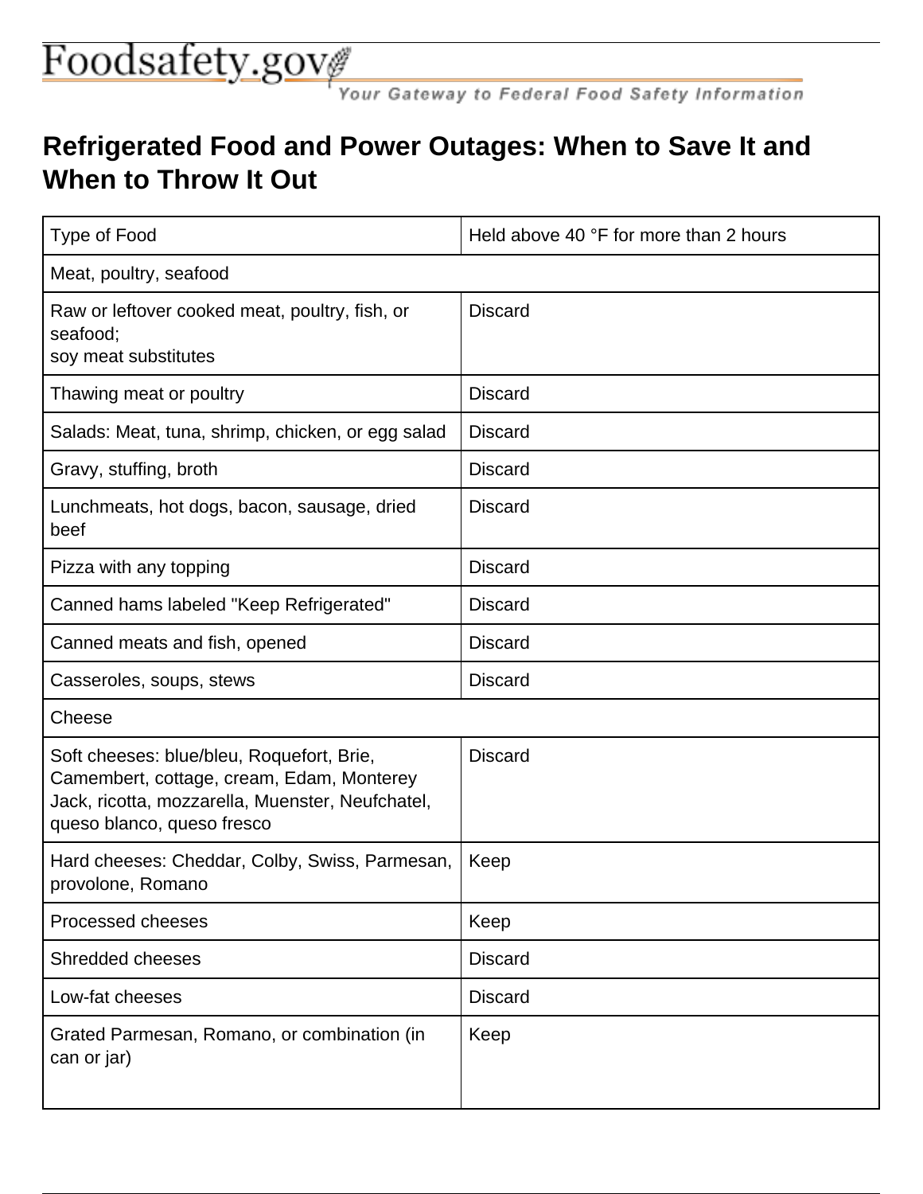Foodsafety.gov

*Your Gateway to Federal Food Safety Information*

# Refrigerated Food and Power Outages: When to Save It and When to Throw It Out

| Type of Food | Held above 40 °F for more than 2 hours |
|---|---|
| Meat, poultry, seafood | |
| Raw or leftover cooked meat, poultry, fish, or seafood; soy meat substitutes | Discard |
| Thawing meat or poultry | Discard |
| Salads: Meat, tuna, shrimp, chicken, or egg salad | Discard |
| Gravy, stuffing, broth | Discard |
| Lunchmeats, hot dogs, bacon, sausage, dried beef | Discard |
| Pizza with any topping | Discard |
| Canned hams labeled "Keep Refrigerated" | Discard |
| Canned meats and fish, opened | Discard |
| Casseroles, soups, stews | Discard |
| Cheese | |
| Soft cheeses: blue/bleu, Roquefort, Brie, Camembert, cottage, cream, Edam, Monterey Jack, ricotta, mozzarella, Muenster, Neufchatel, queso blanco, queso fresco | Discard |
| Hard cheeses: Cheddar, Colby, Swiss, Parmesan, provolone, Romano | Keep |
| Processed cheeses | Keep |
| Shredded cheeses | Discard |
| Low-fat cheeses | Discard |
| Grated Parmesan, Romano, or combination (in can or jar) | Keep |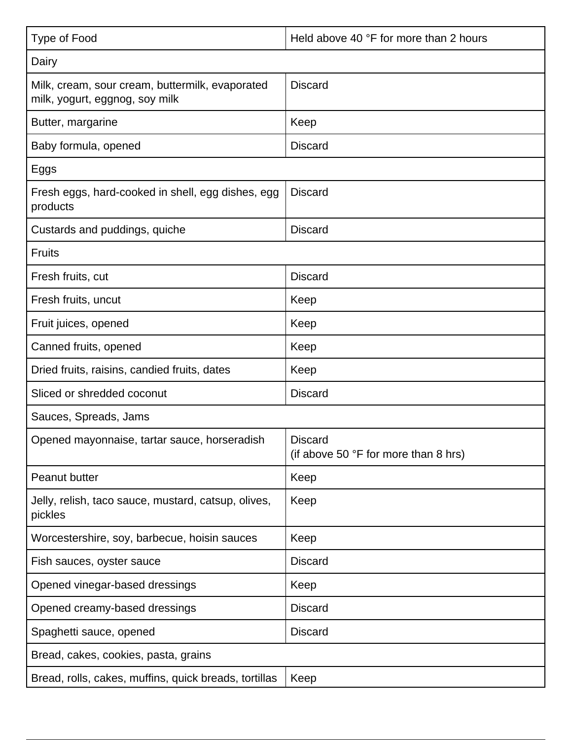| Type of Food | Held above 40 °F for more than 2 hours |
| --- | --- |
| Dairy | |
| Milk, cream, sour cream, buttermilk, evaporated milk, yogurt, eggnog, soy milk | Discard |
| Butter, margarine | Keep |
| Baby formula, opened | Discard |
| Eggs | |
| Fresh eggs, hard-cooked in shell, egg dishes, egg products | Discard |
| Custards and puddings, quiche | Discard |
| Fruits | |
| Fresh fruits, cut | Discard |
| Fresh fruits, uncut | Keep |
| Fruit juices, opened | Keep |
| Canned fruits, opened | Keep |
| Dried fruits, raisins, candied fruits, dates | Keep |
| Sliced or shredded coconut | Discard |
| Sauces, Spreads, Jams | |
| Opened mayonnaise, tartar sauce, horseradish | Discard (if above 50 °F for more than 8 hrs) |
| Peanut butter | Keep |
| Jelly, relish, taco sauce, mustard, catsup, olives, pickles | Keep |
| Worcestershire, soy, barbecue, hoisin sauces | Keep |
| Fish sauces, oyster sauce | Discard |
| Opened vinegar-based dressings | Keep |
| Opened creamy-based dressings | Discard |
| Spaghetti sauce, opened | Discard |
| Bread, cakes, cookies, pasta, grains | |
| Bread, rolls, cakes, muffins, quick breads, tortillas | Keep |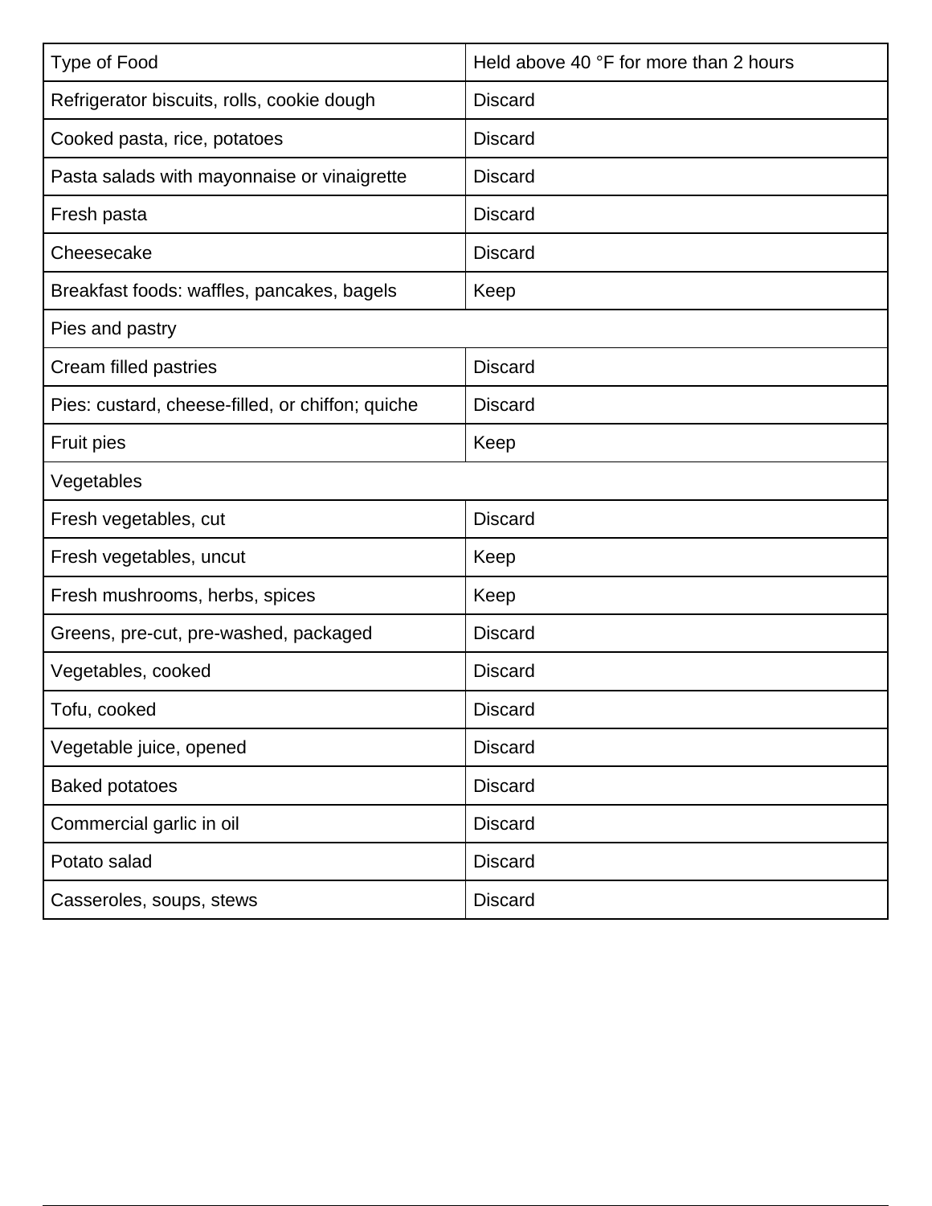| Type of Food | Held above 40 °F for more than 2 hours |
|---|---|
| Refrigerator biscuits, rolls, cookie dough | Discard |
| Cooked pasta, rice, potatoes | Discard |
| Pasta salads with mayonnaise or vinaigrette | Discard |
| Fresh pasta | Discard |
| Cheesecake | Discard |
| Breakfast foods: waffles, pancakes, bagels | Keep |
| Pies and pastry | |
| Cream filled pastries | Discard |
| Pies: custard, cheese-filled, or chiffon; quiche | Discard |
| Fruit pies | Keep |
| Vegetables | |
| Fresh vegetables, cut | Discard |
| Fresh vegetables, uncut | Keep |
| Fresh mushrooms, herbs, spices | Keep |
| Greens, pre-cut, pre-washed, packaged | Discard |
| Vegetables, cooked | Discard |
| Tofu, cooked | Discard |
| Vegetable juice, opened | Discard |
| Baked potatoes | Discard |
| Commercial garlic in oil | Discard |
| Potato salad | Discard |
| Casseroles, soups, stews | Discard |